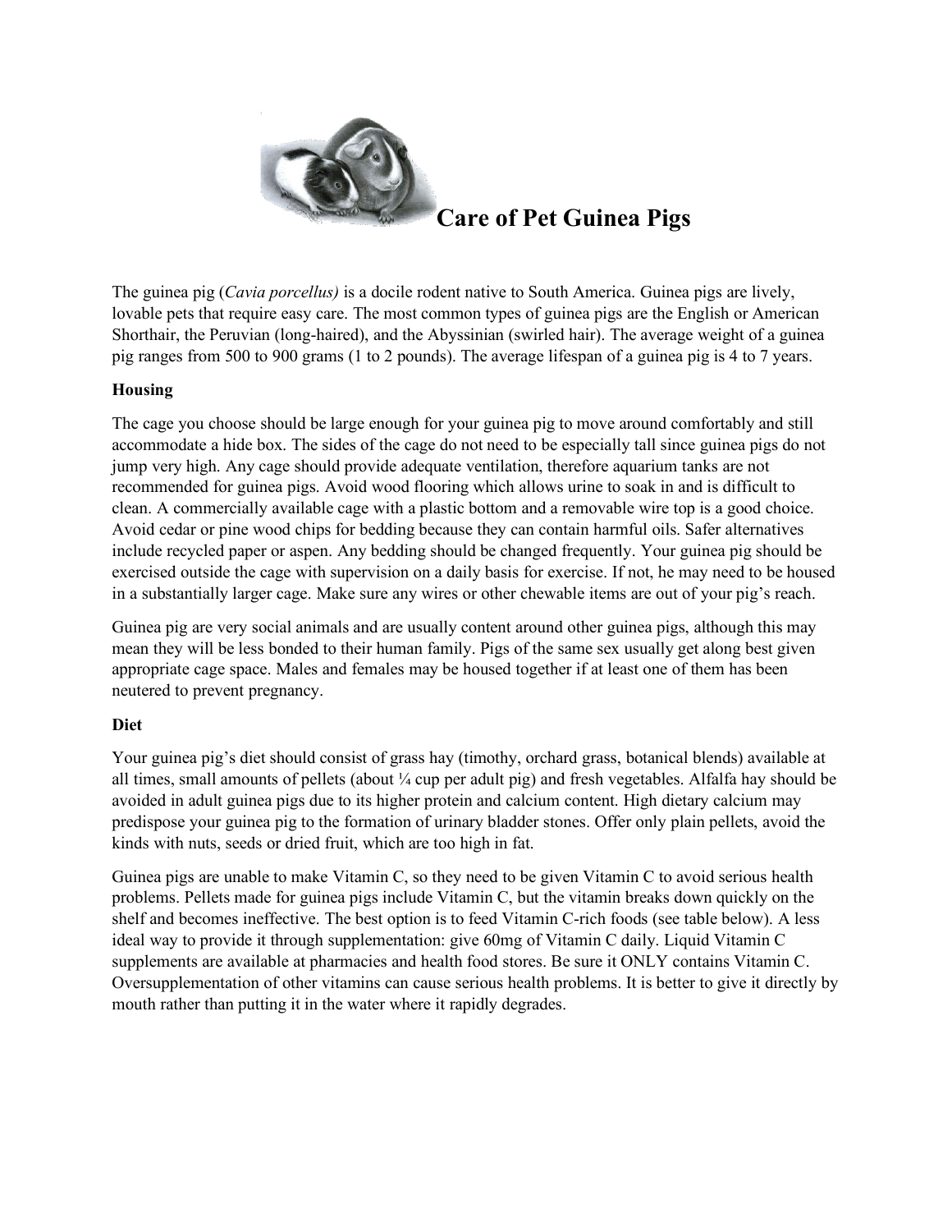# Care of Pet Guinea Pigs

The guinea pig (*Cavia porcellus)* is a docile rodent native to South America. Guinea pigs are lively, lovable pets that require easy care. The most common types of guinea pigs are the English or American Shorthair, the Peruvian (long-haired), and the Abyssinian (swirled hair). The average weight of a guinea pig ranges from 500 to 900 grams (1 to 2 pounds). The average lifespan of a guinea pig is 4 to 7 years.

**Housing**

The cage you choose should be large enough for your guinea pig to move around comfortably and still accommodate a hide box. The sides of the cage do not need to be especially tall since guinea pigs do not jump very high. Any cage should provide adequate ventilation, therefore aquarium tanks are not recommended for guinea pigs. Avoid wood flooring which allows urine to soak in and is difficult to clean. A commercially available cage with a plastic bottom and a removable wire top is a good choice. Avoid cedar or pine wood chips for bedding because they can contain harmful oils. Safer alternatives include recycled paper or aspen. Any bedding should be changed frequently. Your guinea pig should be exercised outside the cage with supervision on a daily basis for exercise. If not, he may need to be housed in a substantially larger cage. Make sure any wires or other chewable items are out of your pig's reach.

Guinea pig are very social animals and are usually content around other guinea pigs, although this may mean they will be less bonded to their human family. Pigs of the same sex usually get along best given appropriate cage space. Males and females may be housed together if at least one of them has been neutered to prevent pregnancy.

**Diet**

Your guinea pig's diet should consist of grass hay (timothy, orchard grass, botanical blends) available at all times, small amounts of pellets (about ¼ cup per adult pig) and fresh vegetables. Alfalfa hay should be avoided in adult guinea pigs due to its higher protein and calcium content. High dietary calcium may predispose your guinea pig to the formation of urinary bladder stones. Offer only plain pellets, avoid the kinds with nuts, seeds or dried fruit, which are too high in fat.

Guinea pigs are unable to make Vitamin C, so they need to be given Vitamin C to avoid serious health problems. Pellets made for guinea pigs include Vitamin C, but the vitamin breaks down quickly on the shelf and becomes ineffective. The best option is to feed Vitamin C-rich foods (see table below). A less ideal way to provide it through supplementation: give 60mg of Vitamin C daily. Liquid Vitamin C supplements are available at pharmacies and health food stores. Be sure it ONLY contains Vitamin C. Oversupplementation of other vitamins can cause serious health problems. It is better to give it directly by mouth rather than putting it in the water where it rapidly degrades.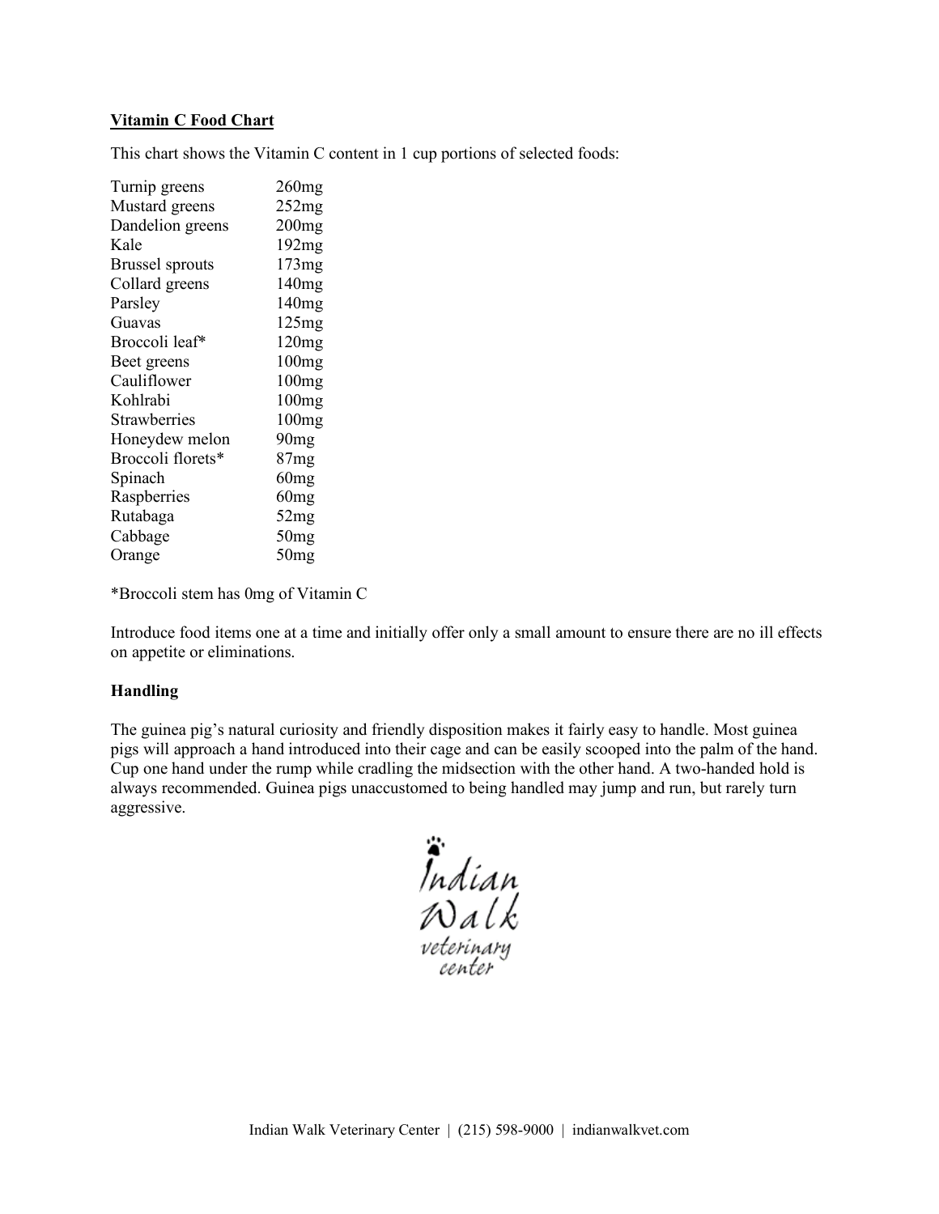**Vitamin C Food Chart**

This chart shows the Vitamin C content in 1 cup portions of selected foods:

| | |
|---|---|
| Turnip greens | 260mg |
| Mustard greens | 252mg |
| Dandelion greens | 200mg |
| Kale | 192mg |
| Brussel sprouts | 173mg |
| Collard greens | 140mg |
| Parsley | 140mg |
| Guavas | 125mg |
| Broccoli leaf* | 120mg |
| Beet greens | 100mg |
| Cauliflower | 100mg |
| Kohlrabi | 100mg |
| Strawberries | 100mg |
| Honeydew melon | 90mg |
| Broccoli florets* | 87mg |
| Spinach | 60mg |
| Raspberries | 60mg |
| Rutabaga | 52mg |
| Cabbage | 50mg |
| Orange | 50mg |

*Broccoli stem has 0mg of Vitamin C

Introduce food items one at a time and initially offer only a small amount to ensure there are no ill effects on appetite or eliminations.

**Handling**

The guinea pig's natural curiosity and friendly disposition makes it fairly easy to handle. Most guinea pigs will approach a hand introduced into their cage and can be easily scooped into the palm of the hand. Cup one hand under the rump while cradling the midsection with the other hand. A two-handed hold is always recommended. Guinea pigs unaccustomed to being handled may jump and run, but rarely turn aggressive.

Indian Walk veterinary center